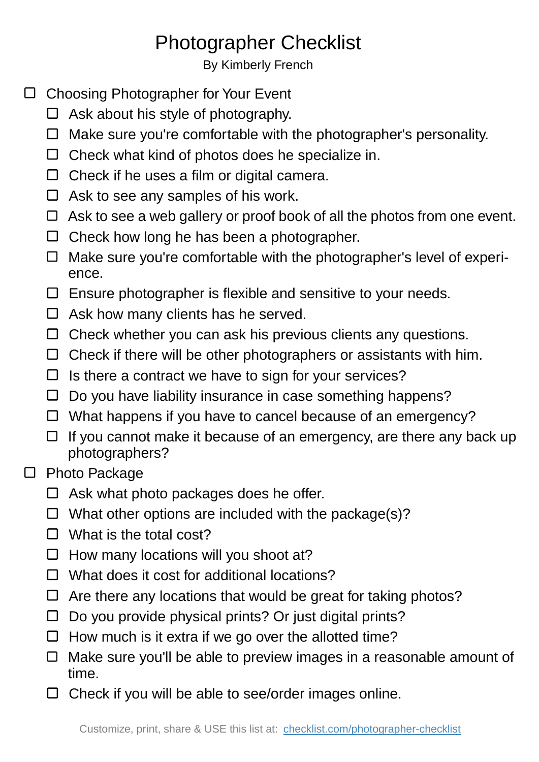# Photographer Checklist

By Kimberly French

- [ ] Choosing Photographer for Your Event
  - [ ] Ask about his style of photography.
  - [ ] Make sure you're comfortable with the photographer's personality.
  - [ ] Check what kind of photos does he specialize in.
  - [ ] Check if he uses a film or digital camera.
  - [ ] Ask to see any samples of his work.
  - [ ] Ask to see a web gallery or proof book of all the photos from one event.
  - [ ] Check how long he has been a photographer.
  - [ ] Make sure you're comfortable with the photographer's level of experience.
  - [ ] Ensure photographer is flexible and sensitive to your needs.
  - [ ] Ask how many clients has he served.
  - [ ] Check whether you can ask his previous clients any questions.
  - [ ] Check if there will be other photographers or assistants with him.
  - [ ] Is there a contract we have to sign for your services?
  - [ ] Do you have liability insurance in case something happens?
  - [ ] What happens if you have to cancel because of an emergency?
  - [ ] If you cannot make it because of an emergency, are there any back up photographers?
- [ ] Photo Package
  - [ ] Ask what photo packages does he offer.
  - [ ] What other options are included with the package(s)?
  - [ ] What is the total cost?
  - [ ] How many locations will you shoot at?
  - [ ] What does it cost for additional locations?
  - [ ] Are there any locations that would be great for taking photos?
  - [ ] Do you provide physical prints? Or just digital prints?
  - [ ] How much is it extra if we go over the allotted time?
  - [ ] Make sure you'll be able to preview images in a reasonable amount of time.
  - [ ] Check if you will be able to see/order images online.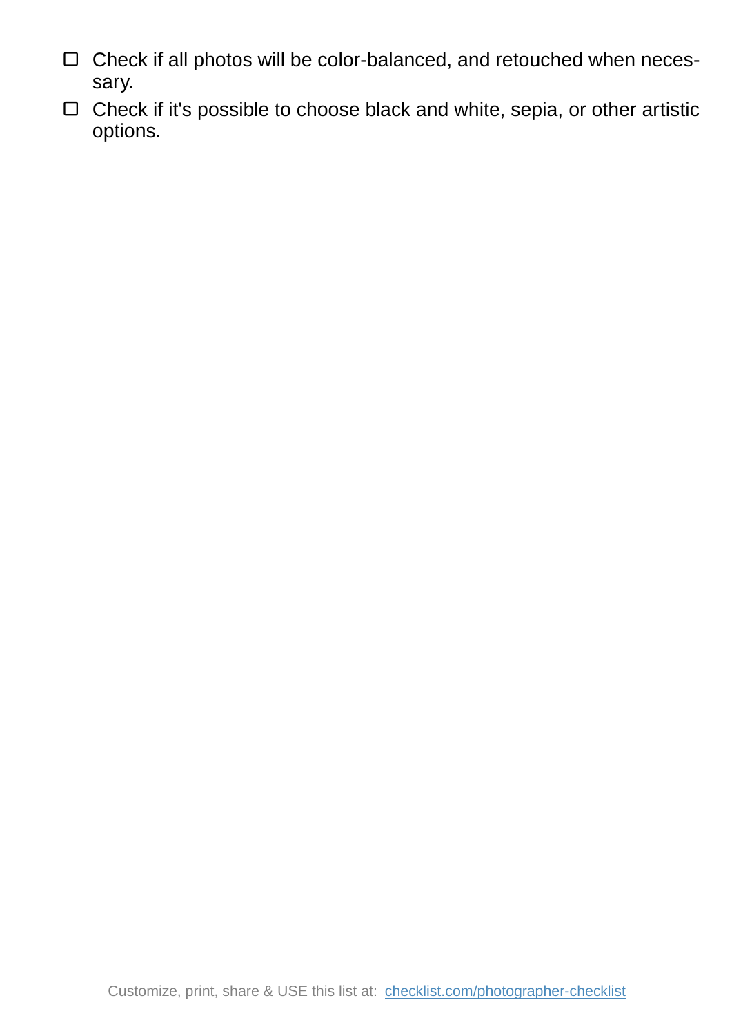- [ ] Check if all photos will be color-balanced, and retouched when necessary.
- [ ] Check if it's possible to choose black and white, sepia, or other artistic options.

Customize, print, share & USE this list at: [checklist.com/photographer-checklist](checklist.com/photographer-checklist)